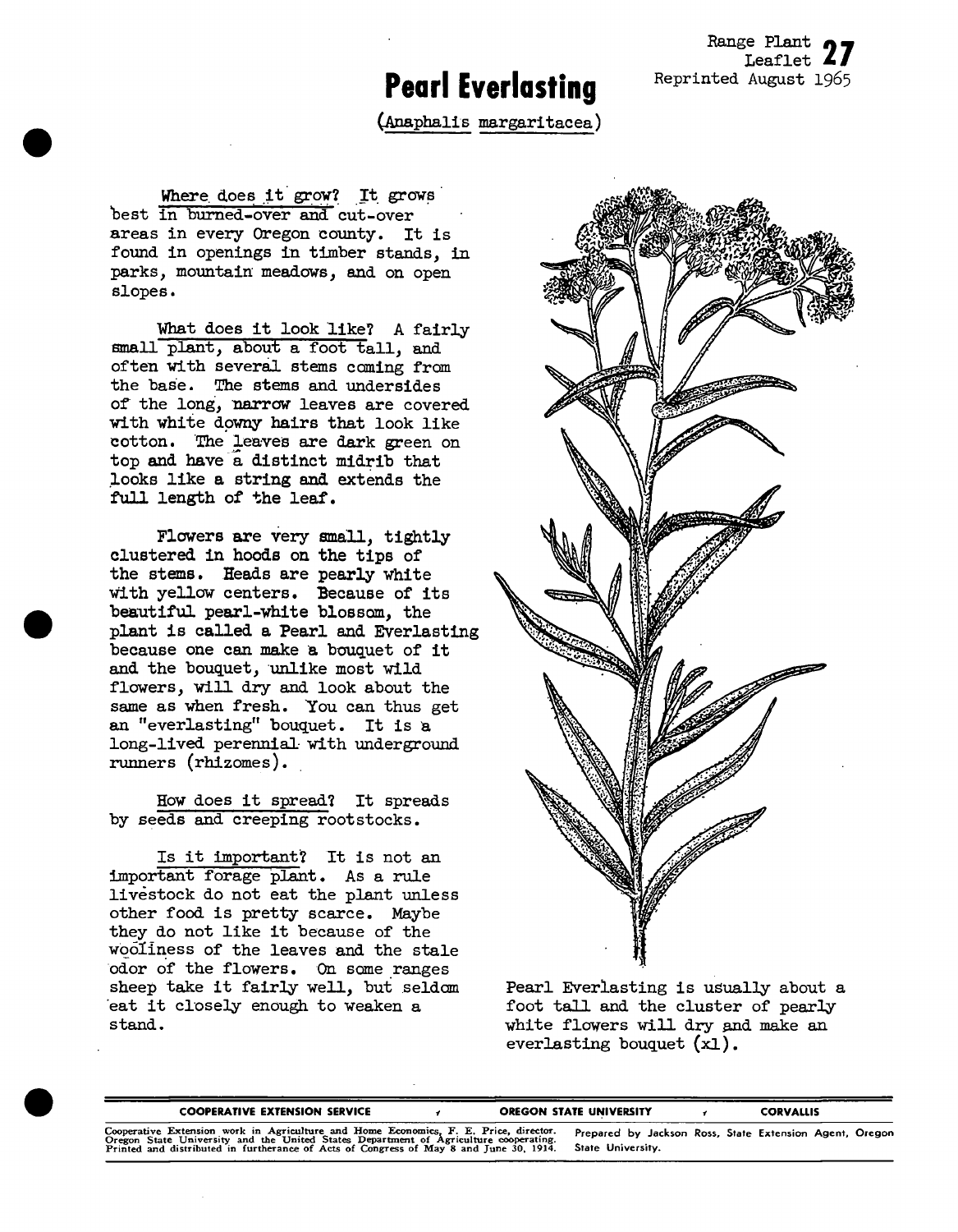Range Plant Leaflet 27
Reprinted August 1965

# Pearl Everlasting

(*Anaphalis margaritacea*)

Where does it grow? It grows best in burned-over and cut-over areas in every Oregon county. It is found in openings in timber stands, in parks, mountain meadows, and on open slopes.

What does it look like? A fairly small plant, about a foot tall, and often with several stems coming from the base. The stems and undersides of the long, narrow leaves are covered with white downy hairs that look like cotton. The leaves are dark green on top and have a distinct midrib that looks like a string and extends the full length of the leaf.

Flowers are very small, tightly clustered in hoods on the tips of the stems. Heads are pearly white with yellow centers. Because of its beautiful pearl-white blossom, the plant is called a Pearl and Everlasting because one can make a bouquet of it and the bouquet, unlike most wild flowers, will dry and look about the same as when fresh. You can thus get an "everlasting" bouquet. It is a long-lived perennial with underground runners (rhizomes).

How does it spread? It spreads by seeds and creeping rootstocks.

Is it important? It is not an important forage plant. As a rule livestock do not eat the plant unless other food is pretty scarce. Maybe they do not like it because of the wooliness of the leaves and the stale odor of the flowers. On some ranges sheep take it fairly well, but seldom eat it closely enough to weaken a stand.

Pearl Everlasting is usually about a foot tall and the cluster of pearly white flowers will dry and make an everlasting bouquet (x1).

COOPERATIVE EXTENSION SERVICE • OREGON STATE UNIVERSITY • CORVALLIS

Cooperative Extension work in Agriculture and Home Economics, F. E. Price, director. Oregon State University and the United States Department of Agriculture cooperating. Printed and distributed in furtherance of Acts of Congress of May 8 and June 30, 1914.

Prepared by Jackson Ross, State Extension Agent, Oregon State University.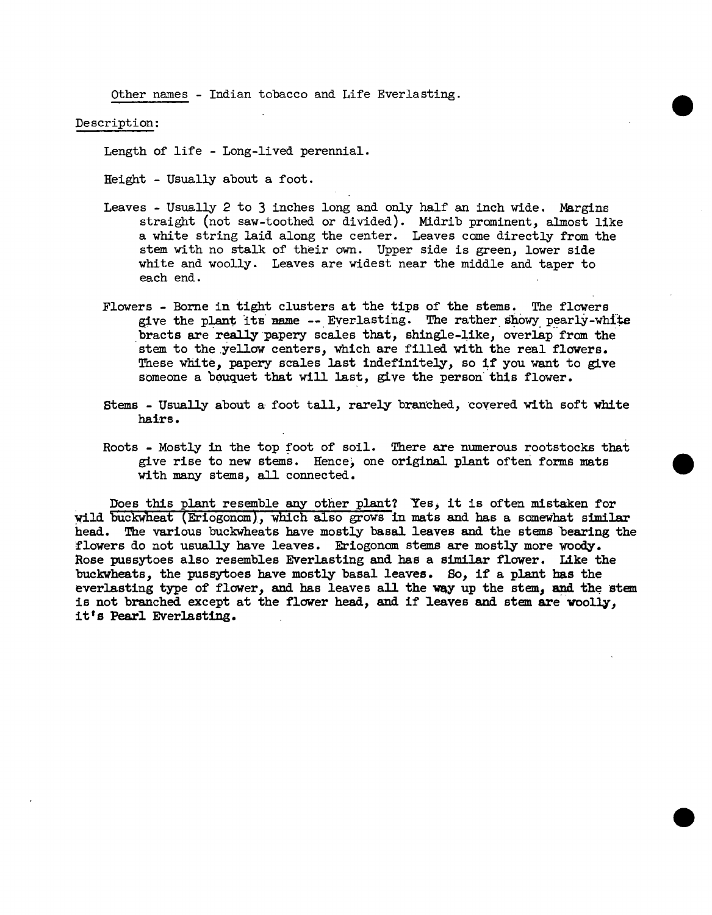Other names - Indian tobacco and Life Everlasting.

Description:

Length of life - Long-lived perennial.

Height - Usually about a foot.

Leaves - Usually 2 to 3 inches long and only half an inch wide. Margins straight (not saw-toothed or divided). Midrib prominent, almost like a white string laid along the center. Leaves come directly from the stem with no stalk of their own. Upper side is green, lower side white and woolly. Leaves are widest near the middle and taper to each end.

Flowers - Borne in tight clusters at the tips of the stems. The flowers give the plant its name -- Everlasting. The rather showy pearly-white bracts are really papery scales that, shingle-like, overlap from the stem to the yellow centers, which are filled with the real flowers. These white, papery scales last indefinitely, so if you want to give someone a bouquet that will last, give the person this flower.

Stems - Usually about a foot tall, rarely branched, covered with soft white hairs.

Roots - Mostly in the top foot of soil. There are numerous rootstocks that give rise to new stems. Hence, one original plant often forms mats with many stems, all connected.

Does this plant resemble any other plant? Yes, it is often mistaken for wild buckwheat (Eriogonom), which also grows in mats and has a somewhat similar head. The various buckwheats have mostly basal leaves and the stems bearing the flowers do not usually have leaves. Eriogonom stems are mostly more woody. Rose pussytoes also resembles Everlasting and has a similar flower. Like the buckwheats, the pussytoes have mostly basal leaves. So, if a plant has the everlasting type of flower, and has leaves all the way up the stem, and the stem is not branched except at the flower head, and if leaves and stem are woolly, it's Pearl Everlasting.